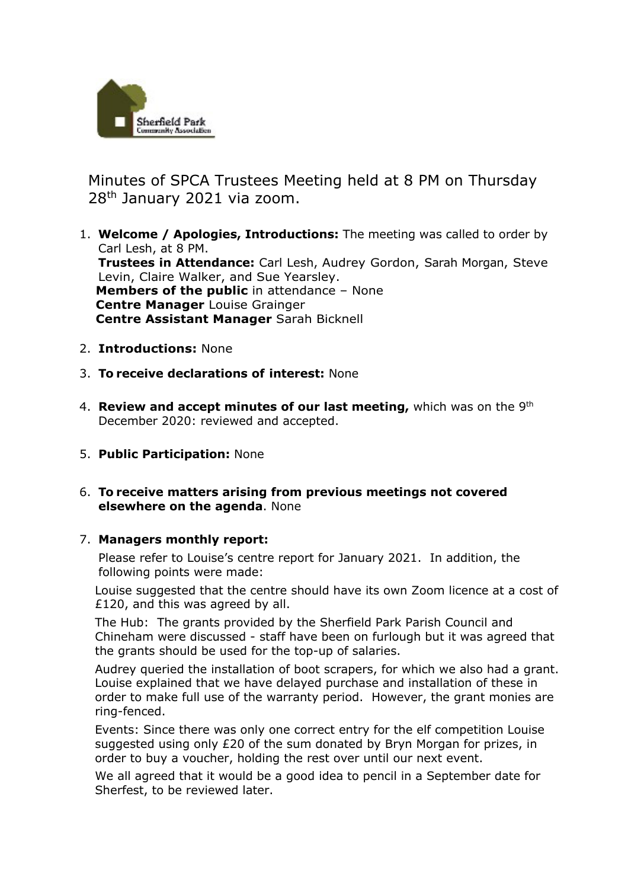Minutes of SPCA Trustees Meeting held at 8 PM on Thursday 28th January 2021 via zoom.

1. **Welcome / Apologies, Introductions:** The meeting was called to order by Carl Lesh, at 8 PM.
   **Trustees in Attendance:** Carl Lesh, Audrey Gordon, Sarah Morgan, Steve Levin, Claire Walker, and Sue Yearsley.
   **Members of the public** in attendance – None
   **Centre Manager** Louise Grainger
   **Centre Assistant Manager** Sarah Bicknell

2. **Introductions:** None

3. **To receive declarations of interest:** None

4. **Review and accept minutes of our last meeting,** which was on the 9th December 2020: reviewed and accepted.

5. **Public Participation:** None

6. **To receive matters arising from previous meetings not covered elsewhere on the agenda**. None

7. **Managers monthly report:**

   Please refer to Louise's centre report for January 2021. In addition, the following points were made:

   Louise suggested that the centre should have its own Zoom licence at a cost of £120, and this was agreed by all.

   The Hub: The grants provided by the Sherfield Park Parish Council and Chineham were discussed - staff have been on furlough but it was agreed that the grants should be used for the top-up of salaries.

   Audrey queried the installation of boot scrapers, for which we also had a grant. Louise explained that we have delayed purchase and installation of these in order to make full use of the warranty period. However, the grant monies are ring-fenced.

   Events: Since there was only one correct entry for the elf competition Louise suggested using only £20 of the sum donated by Bryn Morgan for prizes, in order to buy a voucher, holding the rest over until our next event.

   We all agreed that it would be a good idea to pencil in a September date for Sherfest, to be reviewed later.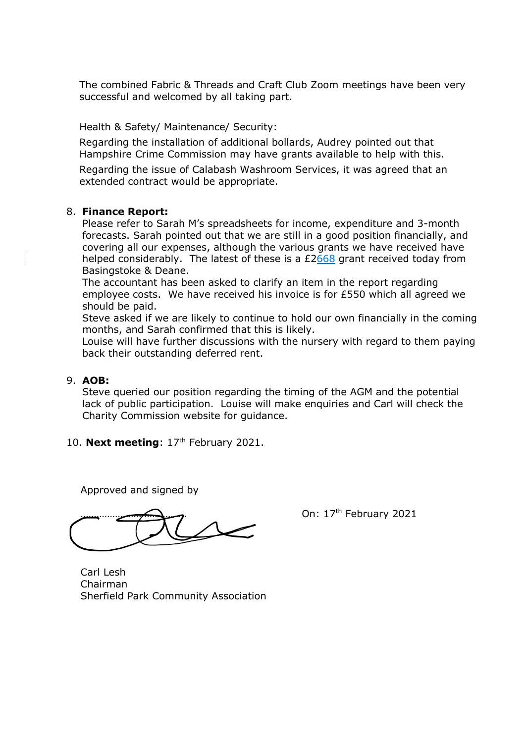The combined Fabric & Threads and Craft Club Zoom meetings have been very successful and welcomed by all taking part.

Health & Safety/ Maintenance/ Security:

Regarding the installation of additional bollards, Audrey pointed out that Hampshire Crime Commission may have grants available to help with this.

Regarding the issue of Calabash Washroom Services, it was agreed that an extended contract would be appropriate.

8. **Finance Report:**
   Please refer to Sarah M's spreadsheets for income, expenditure and 3-month forecasts. Sarah pointed out that we are still in a good position financially, and covering all our expenses, although the various grants we have received have helped considerably. The latest of these is a £2668 grant received today from Basingstoke & Deane.
   The accountant has been asked to clarify an item in the report regarding employee costs. We have received his invoice is for £550 which all agreed we should be paid.
   Steve asked if we are likely to continue to hold our own financially in the coming months, and Sarah confirmed that this is likely.
   Louise will have further discussions with the nursery with regard to them paying back their outstanding deferred rent.

9. **AOB:**
   Steve queried our position regarding the timing of the AGM and the potential lack of public participation. Louise will make enquiries and Carl will check the Charity Commission website for guidance.

10. **Next meeting**: 17th February 2021.

Approved and signed by

…………………………………. On: 17th February 2021

Carl Lesh
Chairman
Sherfield Park Community Association